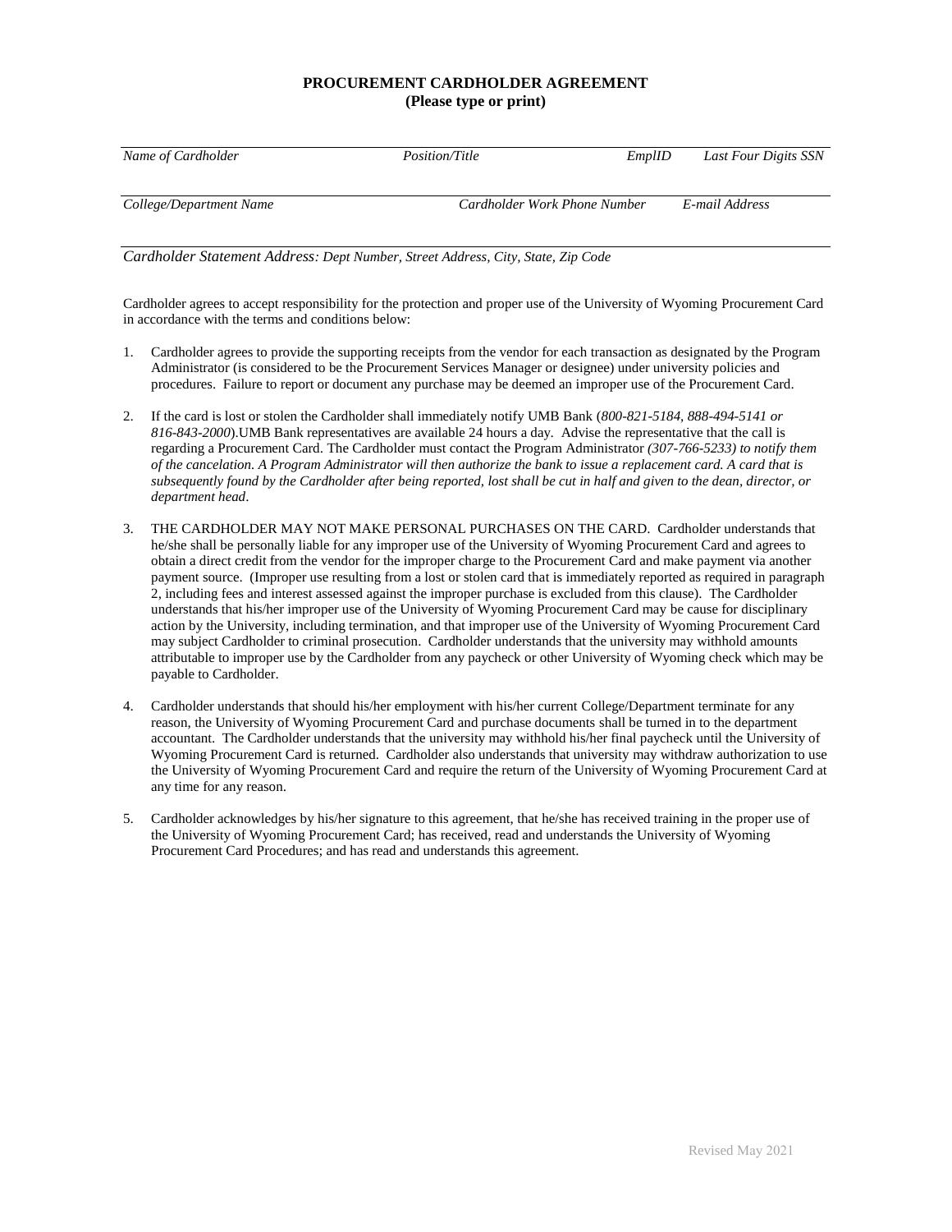**PROCUREMENT CARDHOLDER AGREEMENT**
**(Please type or print)**

| *Name of Cardholder* | *Position/Title* | *EmplID* | *Last Four Digits SSN* |
|---|---|---|---|

| *College/Department Name* | *Cardholder Work Phone Number* | *E-mail Address* |
|---|---|---|

*Cardholder Statement Address: Dept Number, Street Address, City, State, Zip Code*

Cardholder agrees to accept responsibility for the protection and proper use of the University of Wyoming Procurement Card in accordance with the terms and conditions below:

1. Cardholder agrees to provide the supporting receipts from the vendor for each transaction as designated by the Program Administrator (is considered to be the Procurement Services Manager or designee) under university policies and procedures. Failure to report or document any purchase may be deemed an improper use of the Procurement Card.

2. If the card is lost or stolen the Cardholder shall immediately notify UMB Bank (*800-821-5184, 888-494-5141 or 816-843-2000*).UMB Bank representatives are available 24 hours a day. Advise the representative that the call is regarding a Procurement Card. The Cardholder must contact the Program Administrator *(307-766-5233) to notify them of the cancelation. A Program Administrator will then authorize the bank to issue a replacement card. A card that is subsequently found by the Cardholder after being reported, lost shall be cut in half and given to the dean, director, or department head*.

3. THE CARDHOLDER MAY NOT MAKE PERSONAL PURCHASES ON THE CARD. Cardholder understands that he/she shall be personally liable for any improper use of the University of Wyoming Procurement Card and agrees to obtain a direct credit from the vendor for the improper charge to the Procurement Card and make payment via another payment source. (Improper use resulting from a lost or stolen card that is immediately reported as required in paragraph 2, including fees and interest assessed against the improper purchase is excluded from this clause). The Cardholder understands that his/her improper use of the University of Wyoming Procurement Card may be cause for disciplinary action by the University, including termination, and that improper use of the University of Wyoming Procurement Card may subject Cardholder to criminal prosecution. Cardholder understands that the university may withhold amounts attributable to improper use by the Cardholder from any paycheck or other University of Wyoming check which may be payable to Cardholder.

4. Cardholder understands that should his/her employment with his/her current College/Department terminate for any reason, the University of Wyoming Procurement Card and purchase documents shall be turned in to the department accountant. The Cardholder understands that the university may withhold his/her final paycheck until the University of Wyoming Procurement Card is returned. Cardholder also understands that university may withdraw authorization to use the University of Wyoming Procurement Card and require the return of the University of Wyoming Procurement Card at any time for any reason.

5. Cardholder acknowledges by his/her signature to this agreement, that he/she has received training in the proper use of the University of Wyoming Procurement Card; has received, read and understands the University of Wyoming Procurement Card Procedures; and has read and understands this agreement.

Revised May 2021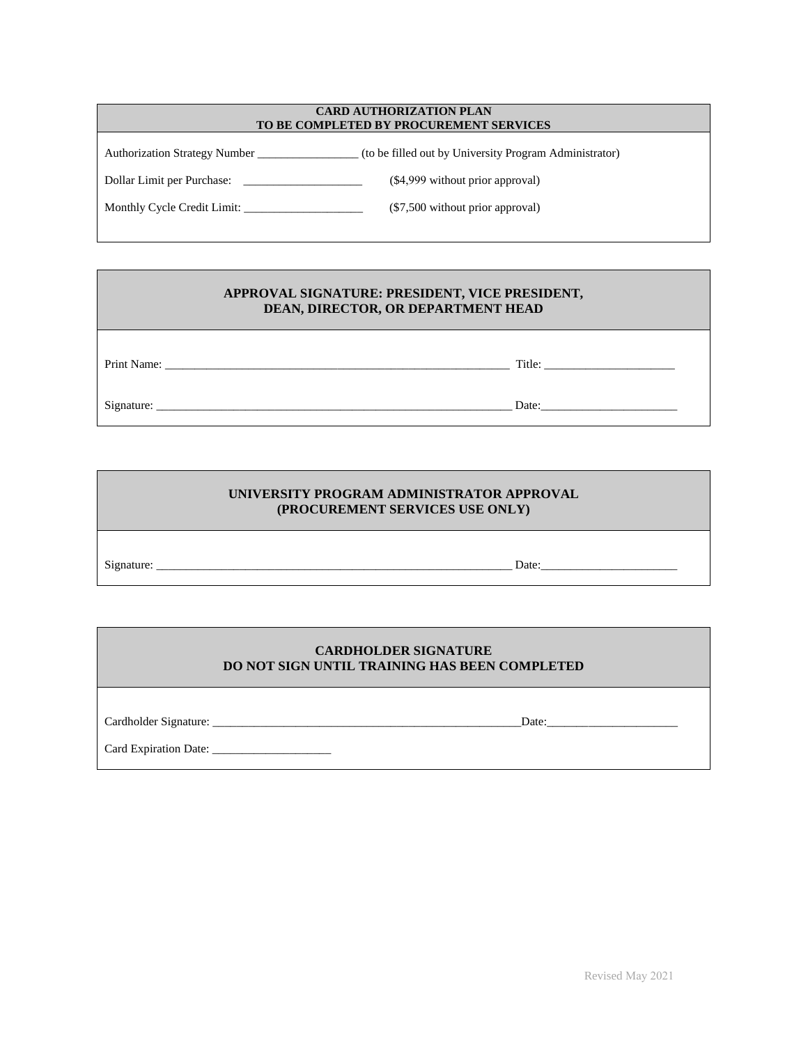## CARD AUTHORIZATION PLAN
## TO BE COMPLETED BY PROCUREMENT SERVICES

Authorization Strategy Number _________________ (to be filled out by University Program Administrator)

Dollar Limit per Purchase: ____________________ ($4,999 without prior approval)

Monthly Cycle Credit Limit: ____________________ ($7,500 without prior approval)

## APPROVAL SIGNATURE: PRESIDENT, VICE PRESIDENT, DEAN, DIRECTOR, OR DEPARTMENT HEAD

Print Name: ____________________________________________________________ Title: ______________________

Signature: _______________________________________________________________ Date:_______________________

## UNIVERSITY PROGRAM ADMINISTRATOR APPROVAL
## (PROCUREMENT SERVICES USE ONLY)

Signature: _______________________________________________________________ Date:_______________________

## CARDHOLDER SIGNATURE
## DO NOT SIGN UNTIL TRAINING HAS BEEN COMPLETED

Cardholder Signature: ______________________________________________________Date:______________________

Card Expiration Date: ____________________

Revised May 2021